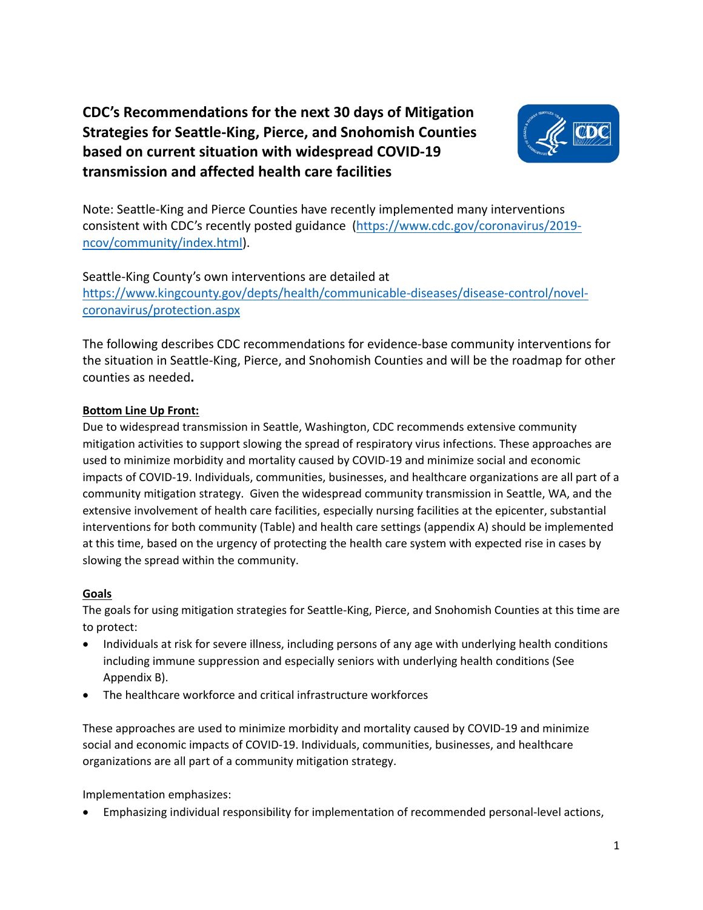# CDC's Recommendations for the next 30 days of Mitigation Strategies for Seattle-King, Pierce, and Snohomish Counties based on current situation with widespread COVID-19 transmission and affected health care facilities

Note: Seattle-King and Pierce Counties have recently implemented many interventions consistent with CDC's recently posted guidance (https://www.cdc.gov/coronavirus/2019-ncov/community/index.html).

Seattle-King County's own interventions are detailed at https://www.kingcounty.gov/depts/health/communicable-diseases/disease-control/novel-coronavirus/protection.aspx

The following describes CDC recommendations for evidence-base community interventions for the situation in Seattle-King, Pierce, and Snohomish Counties and will be the roadmap for other counties as needed**.**

## Bottom Line Up Front:

Due to widespread transmission in Seattle, Washington, CDC recommends extensive community mitigation activities to support slowing the spread of respiratory virus infections. These approaches are used to minimize morbidity and mortality caused by COVID-19 and minimize social and economic impacts of COVID-19. Individuals, communities, businesses, and healthcare organizations are all part of a community mitigation strategy. Given the widespread community transmission in Seattle, WA, and the extensive involvement of health care facilities, especially nursing facilities at the epicenter, substantial interventions for both community (Table) and health care settings (appendix A) should be implemented at this time, based on the urgency of protecting the health care system with expected rise in cases by slowing the spread within the community.

## Goals

The goals for using mitigation strategies for Seattle-King, Pierce, and Snohomish Counties at this time are to protect:

- Individuals at risk for severe illness, including persons of any age with underlying health conditions including immune suppression and especially seniors with underlying health conditions (See Appendix B).
- The healthcare workforce and critical infrastructure workforces

These approaches are used to minimize morbidity and mortality caused by COVID-19 and minimize social and economic impacts of COVID-19. Individuals, communities, businesses, and healthcare organizations are all part of a community mitigation strategy.

Implementation emphasizes:

- Emphasizing individual responsibility for implementation of recommended personal-level actions,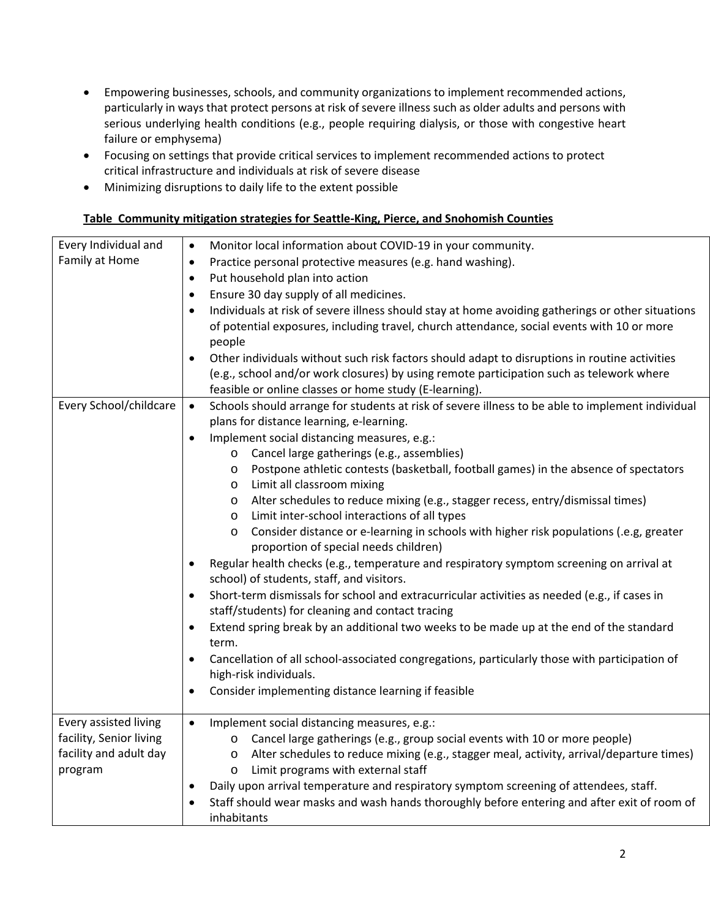- Empowering businesses, schools, and community organizations to implement recommended actions, particularly in ways that protect persons at risk of severe illness such as older adults and persons with serious underlying health conditions (e.g., people requiring dialysis, or those with congestive heart failure or emphysema)
- Focusing on settings that provide critical services to implement recommended actions to protect critical infrastructure and individuals at risk of severe disease
- Minimizing disruptions to daily life to the extent possible

**Table Community mitigation strategies for Seattle-King, Pierce, and Snohomish Counties**

| | |
|---|---|
| Every Individual and Family at Home | • Monitor local information about COVID-19 in your community.<br>• Practice personal protective measures (e.g. hand washing).<br>• Put household plan into action<br>• Ensure 30 day supply of all medicines.<br>• Individuals at risk of severe illness should stay at home avoiding gatherings or other situations of potential exposures, including travel, church attendance, social events with 10 or more people<br>• Other individuals without such risk factors should adapt to disruptions in routine activities (e.g., school and/or work closures) by using remote participation such as telework where feasible or online classes or home study (E-learning). |
| Every School/childcare | • Schools should arrange for students at risk of severe illness to be able to implement individual plans for distance learning, e-learning.<br>• Implement social distancing measures, e.g.:<br>  o Cancel large gatherings (e.g., assemblies)<br>  o Postpone athletic contests (basketball, football games) in the absence of spectators<br>  o Limit all classroom mixing<br>  o Alter schedules to reduce mixing (e.g., stagger recess, entry/dismissal times)<br>  o Limit inter-school interactions of all types<br>  o Consider distance or e-learning in schools with higher risk populations (.e.g, greater proportion of special needs children)<br>• Regular health checks (e.g., temperature and respiratory symptom screening on arrival at school) of students, staff, and visitors.<br>• Short-term dismissals for school and extracurricular activities as needed (e.g., if cases in staff/students) for cleaning and contact tracing<br>• Extend spring break by an additional two weeks to be made up at the end of the standard term.<br>• Cancellation of all school-associated congregations, particularly those with participation of high-risk individuals.<br>• Consider implementing distance learning if feasible |
| Every assisted living facility, Senior living facility and adult day program | • Implement social distancing measures, e.g.:<br>  o Cancel large gatherings (e.g., group social events with 10 or more people)<br>  o Alter schedules to reduce mixing (e.g., stagger meal, activity, arrival/departure times)<br>  o Limit programs with external staff<br>• Daily upon arrival temperature and respiratory symptom screening of attendees, staff.<br>• Staff should wear masks and wash hands thoroughly before entering and after exit of room of inhabitants |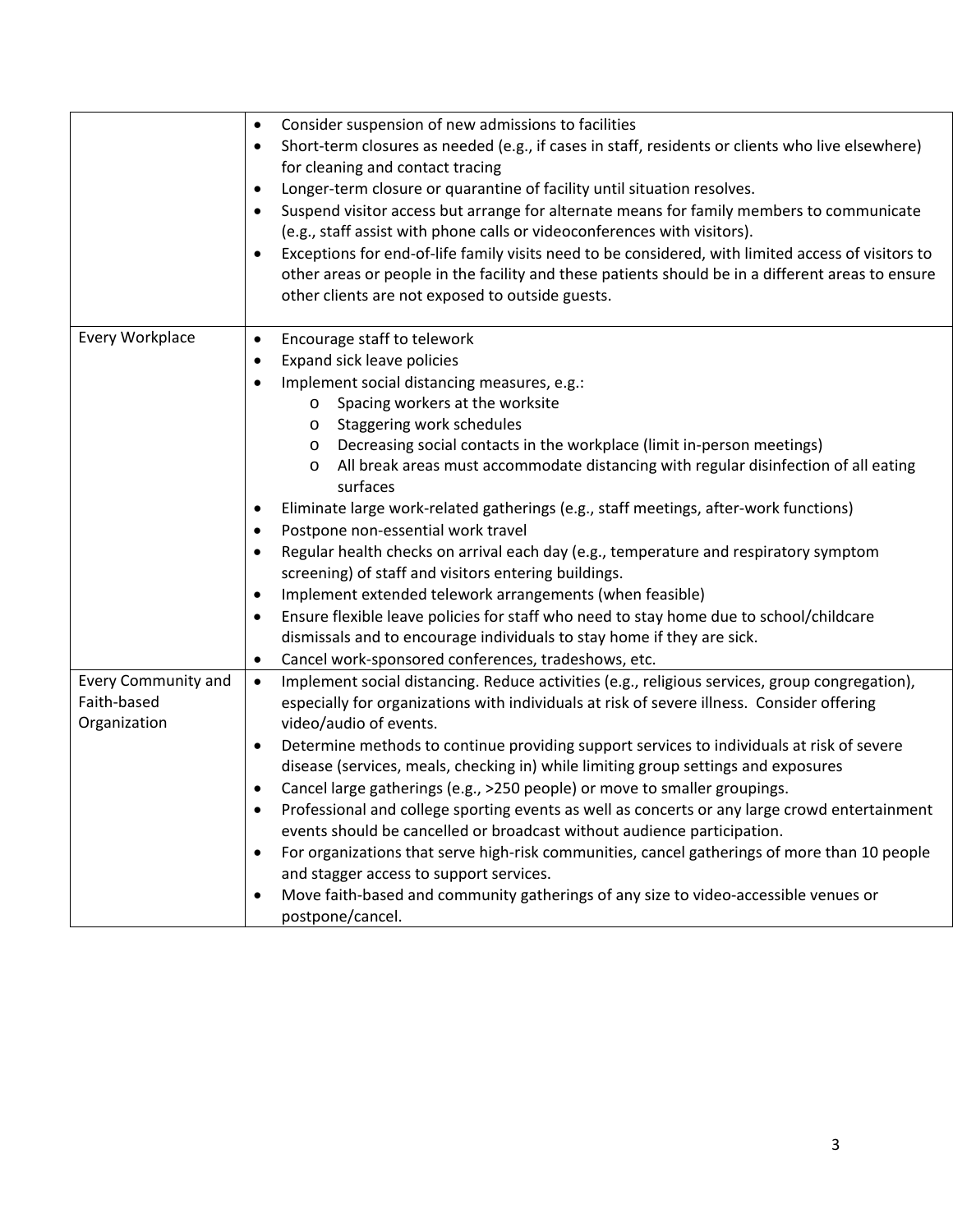| | |
|---|---|
| | • Consider suspension of new admissions to facilities<br>• Short-term closures as needed (e.g., if cases in staff, residents or clients who live elsewhere) for cleaning and contact tracing<br>• Longer-term closure or quarantine of facility until situation resolves.<br>• Suspend visitor access but arrange for alternate means for family members to communicate (e.g., staff assist with phone calls or videoconferences with visitors).<br>• Exceptions for end-of-life family visits need to be considered, with limited access of visitors to other areas or people in the facility and these patients should be in a different areas to ensure other clients are not exposed to outside guests. |
| Every Workplace | • Encourage staff to telework<br>• Expand sick leave policies<br>• Implement social distancing measures, e.g.:<br>&nbsp;&nbsp;&nbsp;&nbsp;o Spacing workers at the worksite<br>&nbsp;&nbsp;&nbsp;&nbsp;o Staggering work schedules<br>&nbsp;&nbsp;&nbsp;&nbsp;o Decreasing social contacts in the workplace (limit in-person meetings)<br>&nbsp;&nbsp;&nbsp;&nbsp;o All break areas must accommodate distancing with regular disinfection of all eating surfaces<br>• Eliminate large work-related gatherings (e.g., staff meetings, after-work functions)<br>• Postpone non-essential work travel<br>• Regular health checks on arrival each day (e.g., temperature and respiratory symptom screening) of staff and visitors entering buildings.<br>• Implement extended telework arrangements (when feasible)<br>• Ensure flexible leave policies for staff who need to stay home due to school/childcare dismissals and to encourage individuals to stay home if they are sick.<br>• Cancel work-sponsored conferences, tradeshows, etc. |
| Every Community and Faith-based Organization | • Implement social distancing. Reduce activities (e.g., religious services, group congregation), especially for organizations with individuals at risk of severe illness. Consider offering video/audio of events.<br>• Determine methods to continue providing support services to individuals at risk of severe disease (services, meals, checking in) while limiting group settings and exposures<br>• Cancel large gatherings (e.g., >250 people) or move to smaller groupings.<br>• Professional and college sporting events as well as concerts or any large crowd entertainment events should be cancelled or broadcast without audience participation.<br>• For organizations that serve high-risk communities, cancel gatherings of more than 10 people and stagger access to support services.<br>• Move faith-based and community gatherings of any size to video-accessible venues or postpone/cancel. |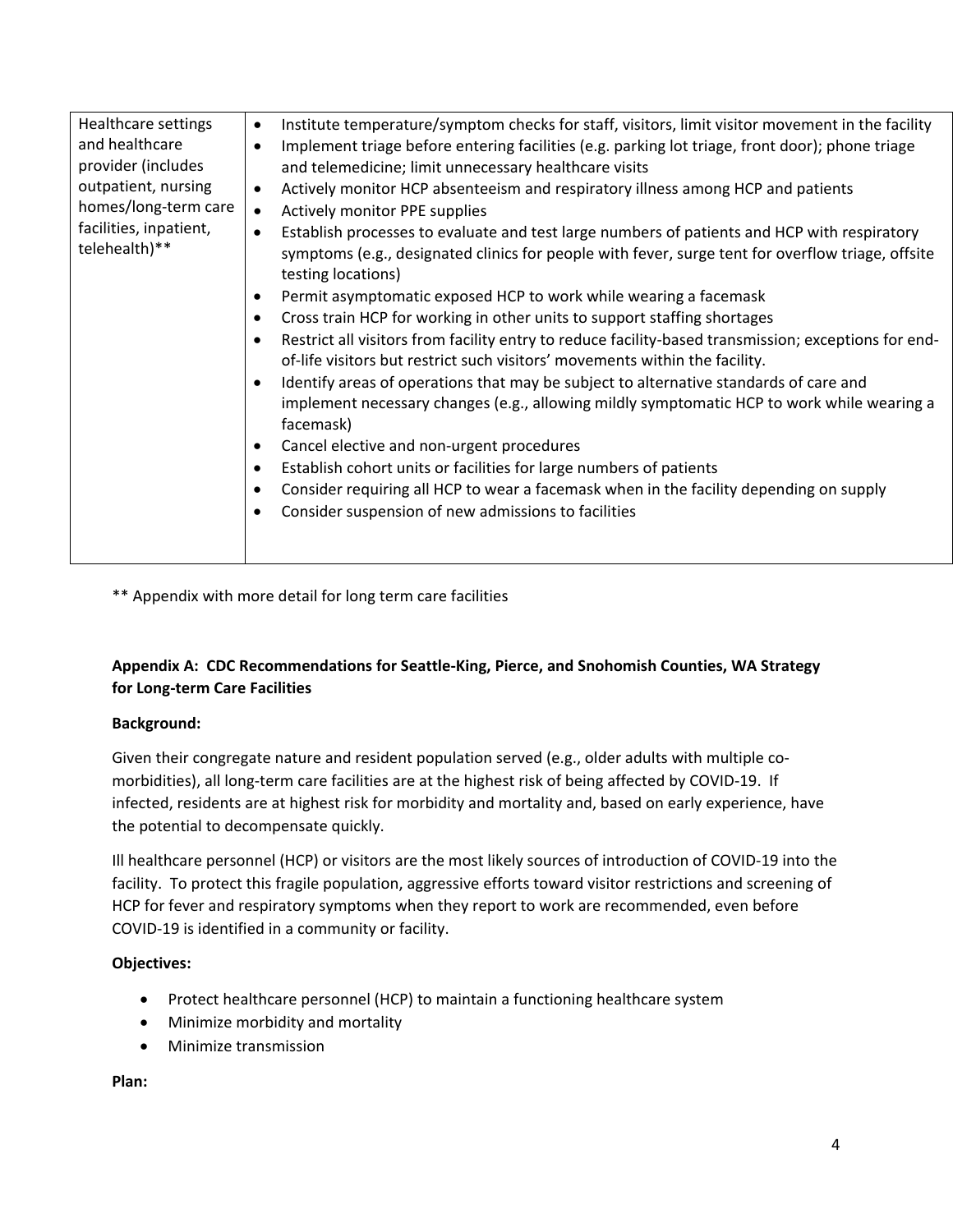| | |
|---|---|
| Healthcare settings and healthcare provider (includes outpatient, nursing homes/long-term care facilities, inpatient, telehealth)** | • Institute temperature/symptom checks for staff, visitors, limit visitor movement in the facility<br>• Implement triage before entering facilities (e.g. parking lot triage, front door); phone triage and telemedicine; limit unnecessary healthcare visits<br>• Actively monitor HCP absenteeism and respiratory illness among HCP and patients<br>• Actively monitor PPE supplies<br>• Establish processes to evaluate and test large numbers of patients and HCP with respiratory symptoms (e.g., designated clinics for people with fever, surge tent for overflow triage, offsite testing locations)<br>• Permit asymptomatic exposed HCP to work while wearing a facemask<br>• Cross train HCP for working in other units to support staffing shortages<br>• Restrict all visitors from facility entry to reduce facility-based transmission; exceptions for end-of-life visitors but restrict such visitors' movements within the facility.<br>• Identify areas of operations that may be subject to alternative standards of care and implement necessary changes (e.g., allowing mildly symptomatic HCP to work while wearing a facemask)<br>• Cancel elective and non-urgent procedures<br>• Establish cohort units or facilities for large numbers of patients<br>• Consider requiring all HCP to wear a facemask when in the facility depending on supply<br>• Consider suspension of new admissions to facilities |

** Appendix with more detail for long term care facilities

## Appendix A: CDC Recommendations for Seattle-King, Pierce, and Snohomish Counties, WA Strategy for Long-term Care Facilities

**Background:**

Given their congregate nature and resident population served (e.g., older adults with multiple co-morbidities), all long-term care facilities are at the highest risk of being affected by COVID-19. If infected, residents are at highest risk for morbidity and mortality and, based on early experience, have the potential to decompensate quickly.

Ill healthcare personnel (HCP) or visitors are the most likely sources of introduction of COVID-19 into the facility. To protect this fragile population, aggressive efforts toward visitor restrictions and screening of HCP for fever and respiratory symptoms when they report to work are recommended, even before COVID-19 is identified in a community or facility.

**Objectives:**

- Protect healthcare personnel (HCP) to maintain a functioning healthcare system
- Minimize morbidity and mortality
- Minimize transmission

**Plan:**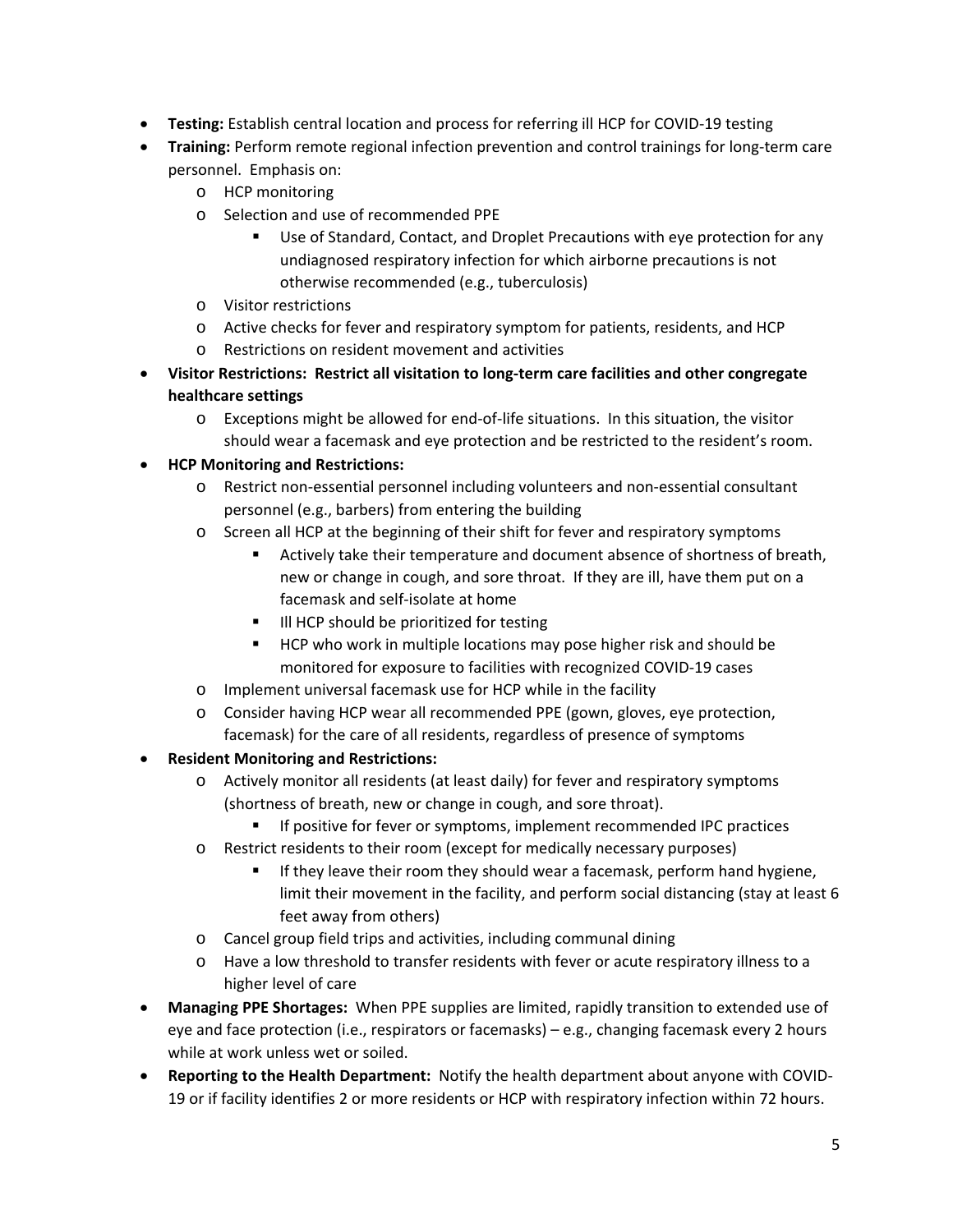- **Testing:** Establish central location and process for referring ill HCP for COVID-19 testing
- **Training:** Perform remote regional infection prevention and control trainings for long-term care personnel. Emphasis on:
    - HCP monitoring
    - Selection and use of recommended PPE
        - Use of Standard, Contact, and Droplet Precautions with eye protection for any undiagnosed respiratory infection for which airborne precautions is not otherwise recommended (e.g., tuberculosis)
    - Visitor restrictions
    - Active checks for fever and respiratory symptom for patients, residents, and HCP
    - Restrictions on resident movement and activities
- **Visitor Restrictions: Restrict all visitation to long-term care facilities and other congregate healthcare settings**
    - Exceptions might be allowed for end-of-life situations. In this situation, the visitor should wear a facemask and eye protection and be restricted to the resident's room.
- **HCP Monitoring and Restrictions:**
    - Restrict non-essential personnel including volunteers and non-essential consultant personnel (e.g., barbers) from entering the building
    - Screen all HCP at the beginning of their shift for fever and respiratory symptoms
        - Actively take their temperature and document absence of shortness of breath, new or change in cough, and sore throat. If they are ill, have them put on a facemask and self-isolate at home
        - Ill HCP should be prioritized for testing
        - HCP who work in multiple locations may pose higher risk and should be monitored for exposure to facilities with recognized COVID-19 cases
    - Implement universal facemask use for HCP while in the facility
    - Consider having HCP wear all recommended PPE (gown, gloves, eye protection, facemask) for the care of all residents, regardless of presence of symptoms
- **Resident Monitoring and Restrictions:**
    - Actively monitor all residents (at least daily) for fever and respiratory symptoms (shortness of breath, new or change in cough, and sore throat).
        - If positive for fever or symptoms, implement recommended IPC practices
    - Restrict residents to their room (except for medically necessary purposes)
        - If they leave their room they should wear a facemask, perform hand hygiene, limit their movement in the facility, and perform social distancing (stay at least 6 feet away from others)
    - Cancel group field trips and activities, including communal dining
    - Have a low threshold to transfer residents with fever or acute respiratory illness to a higher level of care
- **Managing PPE Shortages:** When PPE supplies are limited, rapidly transition to extended use of eye and face protection (i.e., respirators or facemasks) – e.g., changing facemask every 2 hours while at work unless wet or soiled.
- **Reporting to the Health Department:** Notify the health department about anyone with COVID-19 or if facility identifies 2 or more residents or HCP with respiratory infection within 72 hours.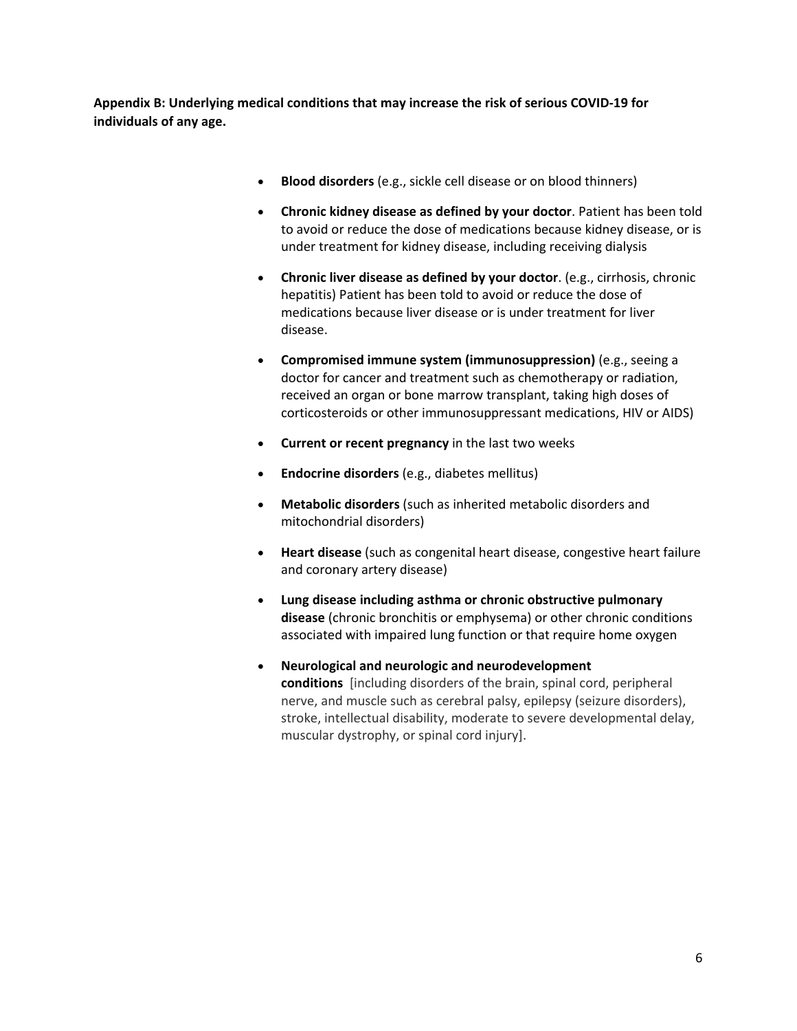**Appendix B: Underlying medical conditions that may increase the risk of serious COVID-19 for individuals of any age.**

- **Blood disorders** (e.g., sickle cell disease or on blood thinners)
- **Chronic kidney disease as defined by your doctor**. Patient has been told to avoid or reduce the dose of medications because kidney disease, or is under treatment for kidney disease, including receiving dialysis
- **Chronic liver disease as defined by your doctor**. (e.g., cirrhosis, chronic hepatitis) Patient has been told to avoid or reduce the dose of medications because liver disease or is under treatment for liver disease.
- **Compromised immune system (immunosuppression)** (e.g., seeing a doctor for cancer and treatment such as chemotherapy or radiation, received an organ or bone marrow transplant, taking high doses of corticosteroids or other immunosuppressant medications, HIV or AIDS)
- **Current or recent pregnancy** in the last two weeks
- **Endocrine disorders** (e.g., diabetes mellitus)
- **Metabolic disorders** (such as inherited metabolic disorders and mitochondrial disorders)
- **Heart disease** (such as congenital heart disease, congestive heart failure and coronary artery disease)
- **Lung disease including asthma or chronic obstructive pulmonary disease** (chronic bronchitis or emphysema) or other chronic conditions associated with impaired lung function or that require home oxygen
- **Neurological and neurologic and neurodevelopment conditions** [including disorders of the brain, spinal cord, peripheral nerve, and muscle such as cerebral palsy, epilepsy (seizure disorders), stroke, intellectual disability, moderate to severe developmental delay, muscular dystrophy, or spinal cord injury].